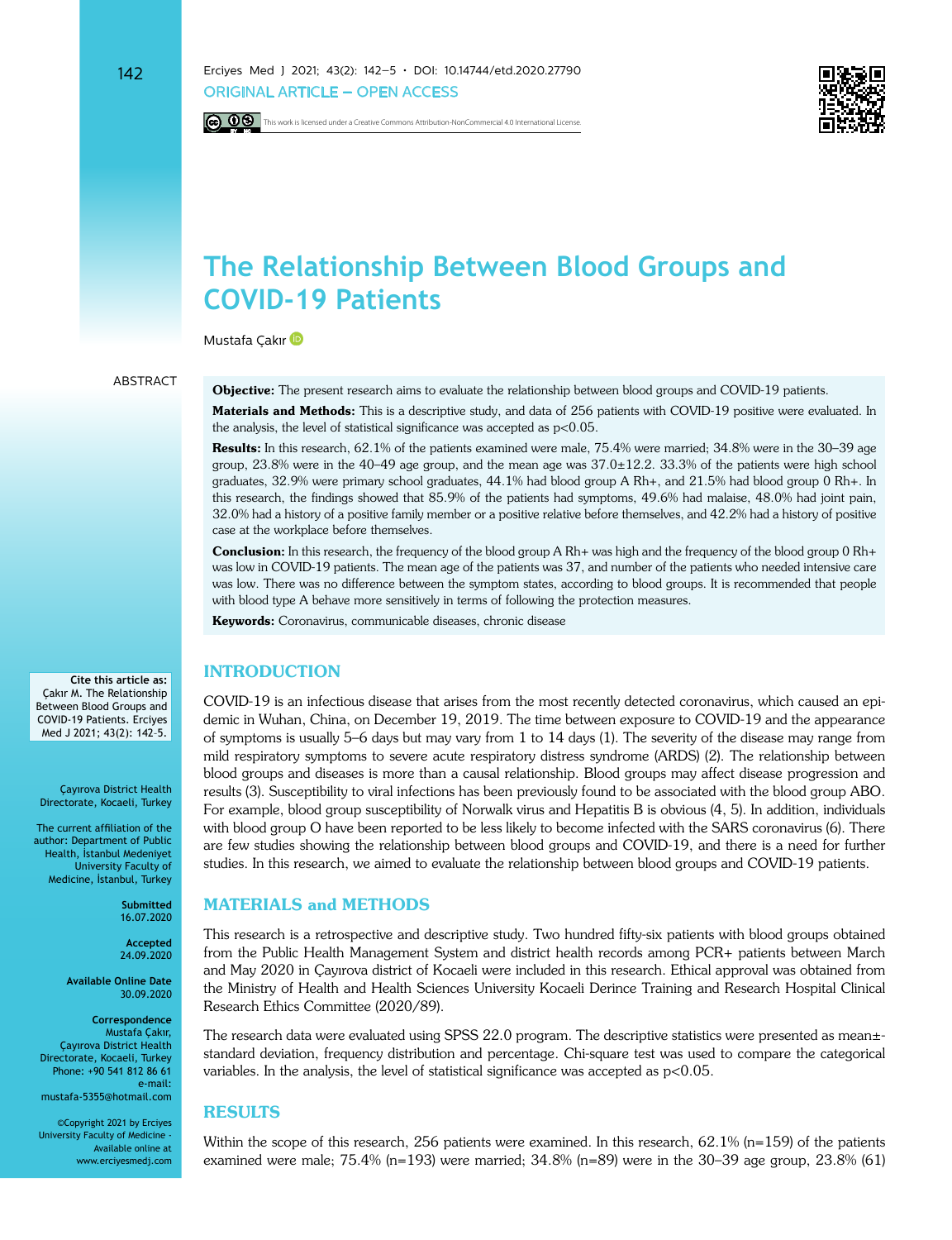ORIGINAL ARTICLE – OPEN ACCESS

This work is licensed under a Creative Commons Attribution-NonCommercial 4.0 International License.

# The Relationship Between Blood Groups and COVID-19 Patients

Mustafa Çakır

ABSTRACT

**Objective:** The present research aims to evaluate the relationship between blood groups and COVID-19 patients.

**Materials and Methods:** This is a descriptive study, and data of 256 patients with COVID-19 positive were evaluated. In the analysis, the level of statistical significance was accepted as $p<0.05$.

**Results:** In this research, 62.1% of the patients examined were male, 75.4% were married; 34.8% were in the 30–39 age group, 23.8% were in the 40–49 age group, and the mean age was 37.0±12.2. 33.3% of the patients were high school graduates, 32.9% were primary school graduates, 44.1% had blood group A Rh+, and 21.5% had blood group 0 Rh+. In this research, the findings showed that 85.9% of the patients had symptoms, 49.6% had malaise, 48.0% had joint pain, 32.0% had a history of a positive family member or a positive relative before themselves, and 42.2% had a history of positive case at the workplace before themselves.

**Conclusion:** In this research, the frequency of the blood group A Rh+ was high and the frequency of the blood group 0 Rh+ was low in COVID-19 patients. The mean age of the patients was 37, and number of the patients who needed intensive care was low. There was no difference between the symptom states, according to blood groups. It is recommended that people with blood type A behave more sensitively in terms of following the protection measures.

**Keywords:** Coronavirus, communicable diseases, chronic disease

**Cite this article as:** Çakır M. The Relationship Between Blood Groups and COVID-19 Patients. Erciyes Med J 2021; 43(2): 142-5.

Çayırova District Health Directorate, Kocaeli, Turkey

The current affiliation of the author: Department of Public Health, İstanbul Medeniyet University Faculty of Medicine, İstanbul, Turkey

Submitted 16.07.2020

Accepted 24.09.2020

Available Online Date 30.09.2020

**Correspondence**
Mustafa Çakır, Çayırova District Health Directorate, Kocaeli, Turkey
Phone: +90 541 812 86 61
e-mail: mustafa-5355@hotmail.com

©Copyright 2021 by Erciyes University Faculty of Medicine - Available online at www.erciyesmedj.com

## INTRODUCTION

COVID-19 is an infectious disease that arises from the most recently detected coronavirus, which caused an epidemic in Wuhan, China, on December 19, 2019. The time between exposure to COVID-19 and the appearance of symptoms is usually 5–6 days but may vary from 1 to 14 days (1). The severity of the disease may range from mild respiratory symptoms to severe acute respiratory distress syndrome (ARDS) (2). The relationship between blood groups and diseases is more than a causal relationship. Blood groups may affect disease progression and results (3). Susceptibility to viral infections has been previously found to be associated with the blood group ABO. For example, blood group susceptibility of Norwalk virus and Hepatitis B is obvious (4, 5). In addition, individuals with blood group O have been reported to be less likely to become infected with the SARS coronavirus (6). There are few studies showing the relationship between blood groups and COVID-19, and there is a need for further studies. In this research, we aimed to evaluate the relationship between blood groups and COVID-19 patients.

## MATERIALS and METHODS

This research is a retrospective and descriptive study. Two hundred fifty-six patients with blood groups obtained from the Public Health Management System and district health records among PCR+ patients between March and May 2020 in Çayırova district of Kocaeli were included in this research. Ethical approval was obtained from the Ministry of Health and Health Sciences University Kocaeli Derince Training and Research Hospital Clinical Research Ethics Committee (2020/89).

The research data were evaluated using SPSS 22.0 program. The descriptive statistics were presented as mean±standard deviation, frequency distribution and percentage. Chi-square test was used to compare the categorical variables. In the analysis, the level of statistical significance was accepted as $p<0.05$.

## RESULTS

Within the scope of this research, 256 patients were examined. In this research, 62.1% (n=159) of the patients examined were male; 75.4% (n=193) were married; 34.8% (n=89) were in the 30–39 age group, 23.8% (61)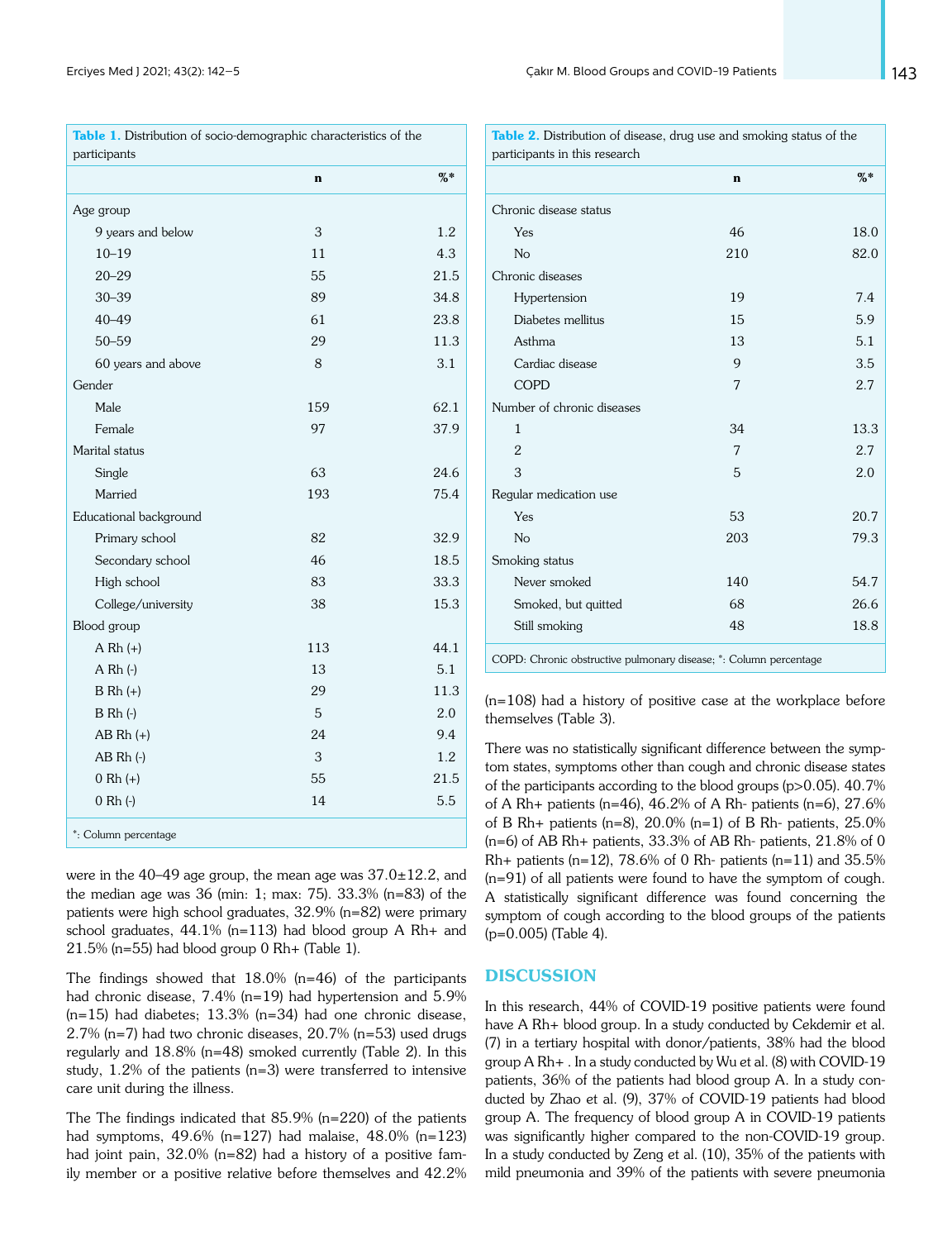**Table 1.** Distribution of socio-demographic characteristics of the participants

| | n | %* |
|---|---|---|
| Age group | | |
| 9 years and below | 3 | 1.2 |
| 10–19 | 11 | 4.3 |
| 20–29 | 55 | 21.5 |
| 30–39 | 89 | 34.8 |
| 40–49 | 61 | 23.8 |
| 50–59 | 29 | 11.3 |
| 60 years and above | 8 | 3.1 |
| Gender | | |
| Male | 159 | 62.1 |
| Female | 97 | 37.9 |
| Marital status | | |
| Single | 63 | 24.6 |
| Married | 193 | 75.4 |
| Educational background | | |
| Primary school | 82 | 32.9 |
| Secondary school | 46 | 18.5 |
| High school | 83 | 33.3 |
| College/university | 38 | 15.3 |
| Blood group | | |
| A Rh (+) | 113 | 44.1 |
| A Rh (-) | 13 | 5.1 |
| B Rh (+) | 29 | 11.3 |
| B Rh (-) | 5 | 2.0 |
| AB Rh (+) | 24 | 9.4 |
| AB Rh (-) | 3 | 1.2 |
| 0 Rh (+) | 55 | 21.5 |
| 0 Rh (-) | 14 | 5.5 |

*: Column percentage

were in the 40–49 age group, the mean age was 37.0±12.2, and the median age was 36 (min: 1; max: 75). 33.3% (n=83) of the patients were high school graduates, 32.9% (n=82) were primary school graduates, 44.1% (n=113) had blood group A Rh+ and 21.5% (n=55) had blood group 0 Rh+ (Table 1).

The findings showed that 18.0% (n=46) of the participants had chronic disease, 7.4% (n=19) had hypertension and 5.9% (n=15) had diabetes; 13.3% (n=34) had one chronic disease, 2.7% (n=7) had two chronic diseases, 20.7% (n=53) used drugs regularly and 18.8% (n=48) smoked currently (Table 2). In this study, 1.2% of the patients (n=3) were transferred to intensive care unit during the illness.

The The findings indicated that 85.9% (n=220) of the patients had symptoms, 49.6% (n=127) had malaise, 48.0% (n=123) had joint pain, 32.0% (n=82) had a history of a positive family member or a positive relative before themselves and 42.2% (n=108) had a history of positive case at the workplace before themselves (Table 3).

**Table 2.** Distribution of disease, drug use and smoking status of the participants in this research

| | n | %* |
|---|---|---|
| Chronic disease status | | |
| Yes | 46 | 18.0 |
| No | 210 | 82.0 |
| Chronic diseases | | |
| Hypertension | 19 | 7.4 |
| Diabetes mellitus | 15 | 5.9 |
| Asthma | 13 | 5.1 |
| Cardiac disease | 9 | 3.5 |
| COPD | 7 | 2.7 |
| Number of chronic diseases | | |
| 1 | 34 | 13.3 |
| 2 | 7 | 2.7 |
| 3 | 5 | 2.0 |
| Regular medication use | | |
| Yes | 53 | 20.7 |
| No | 203 | 79.3 |
| Smoking status | | |
| Never smoked | 140 | 54.7 |
| Smoked, but quitted | 68 | 26.6 |
| Still smoking | 48 | 18.8 |

COPD: Chronic obstructive pulmonary disease; *: Column percentage

There was no statistically significant difference between the symptom states, symptoms other than cough and chronic disease states of the participants according to the blood groups (p>0.05). 40.7% of A Rh+ patients (n=46), 46.2% of A Rh- patients (n=6), 27.6% of B Rh+ patients (n=8), 20.0% (n=1) of B Rh- patients, 25.0% (n=6) of AB Rh+ patients, 33.3% of AB Rh- patients, 21.8% of 0 Rh+ patients (n=12), 78.6% of 0 Rh- patients (n=11) and 35.5% (n=91) of all patients were found to have the symptom of cough. A statistically significant difference was found concerning the symptom of cough according to the blood groups of the patients (p=0.005) (Table 4).

## DISCUSSION

In this research, 44% of COVID-19 positive patients were found have A Rh+ blood group. In a study conducted by Cekdemir et al. (7) in a tertiary hospital with donor/patients, 38% had the blood group A Rh+ . In a study conducted by Wu et al. (8) with COVID-19 patients, 36% of the patients had blood group A. In a study conducted by Zhao et al. (9), 37% of COVID-19 patients had blood group A. The frequency of blood group A in COVID-19 patients was significantly higher compared to the non-COVID-19 group. In a study conducted by Zeng et al. (10), 35% of the patients with mild pneumonia and 39% of the patients with severe pneumonia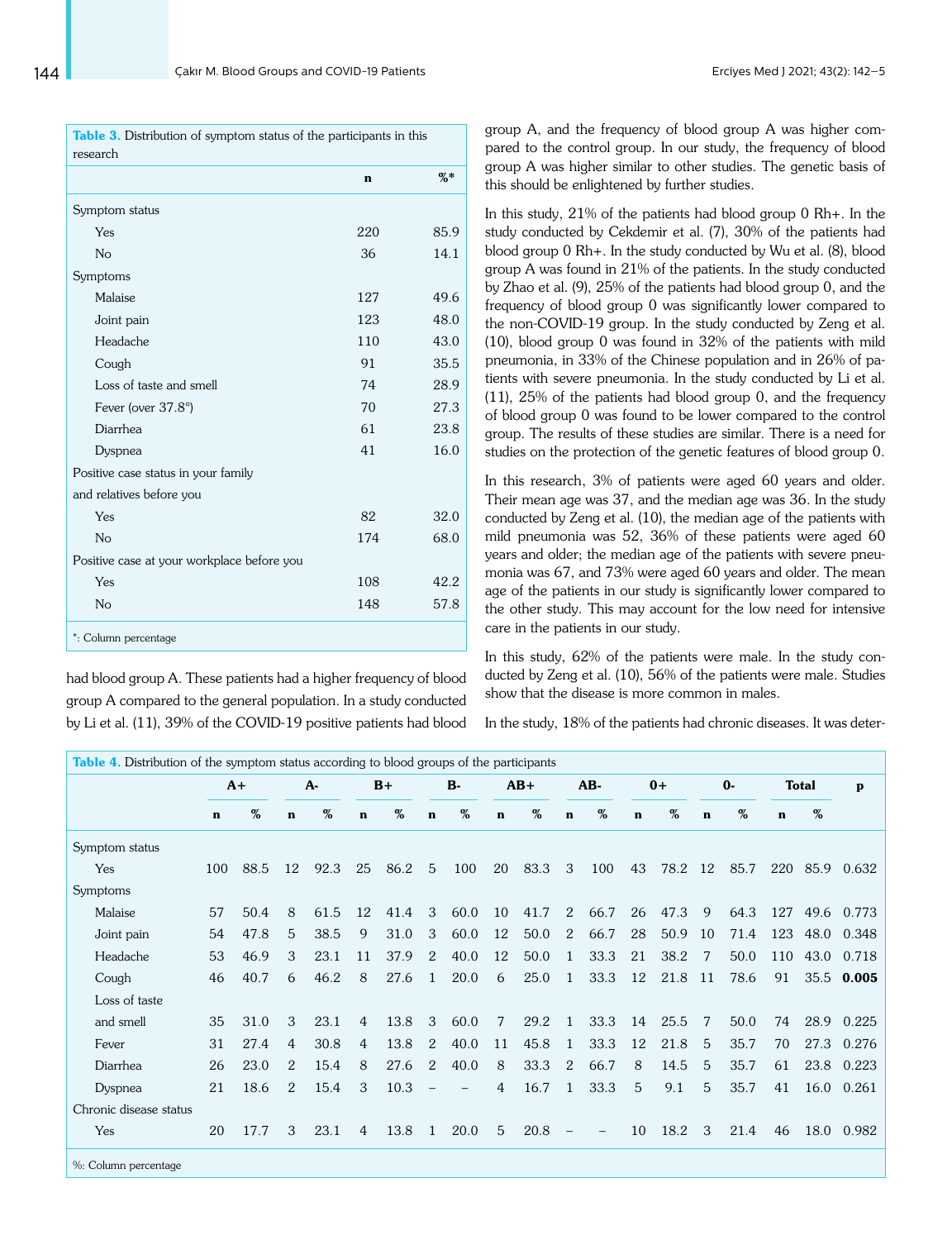**Table 3.** Distribution of symptom status of the participants in this research

| | n | %* |
|---|---|---|
| Symptom status | | |
| Yes | 220 | 85.9 |
| No | 36 | 14.1 |
| Symptoms | | |
| Malaise | 127 | 49.6 |
| Joint pain | 123 | 48.0 |
| Headache | 110 | 43.0 |
| Cough | 91 | 35.5 |
| Loss of taste and smell | 74 | 28.9 |
| Fever (over 37.8°) | 70 | 27.3 |
| Diarrhea | 61 | 23.8 |
| Dyspnea | 41 | 16.0 |
| Positive case status in your family and relatives before you | | |
| Yes | 82 | 32.0 |
| No | 174 | 68.0 |
| Positive case at your workplace before you | | |
| Yes | 108 | 42.2 |
| No | 148 | 57.8 |

*: Column percentage

had blood group A. These patients had a higher frequency of blood group A compared to the general population. In a study conducted by Li et al. (11), 39% of the COVID-19 positive patients had blood group A, and the frequency of blood group A was higher compared to the control group. In our study, the frequency of blood group A was higher similar to other studies. The genetic basis of this should be enlightened by further studies.

In this study, 21% of the patients had blood group 0 Rh+. In the study conducted by Cekdemir et al. (7), 30% of the patients had blood group 0 Rh+. In the study conducted by Wu et al. (8), blood group A was found in 21% of the patients. In the study conducted by Zhao et al. (9), 25% of the patients had blood group 0, and the frequency of blood group 0 was significantly lower compared to the non-COVID-19 group. In the study conducted by Zeng et al. (10), blood group 0 was found in 32% of the patients with mild pneumonia, in 33% of the Chinese population and in 26% of patients with severe pneumonia. In the study conducted by Li et al. (11), 25% of the patients had blood group 0, and the frequency of blood group 0 was found to be lower compared to the control group. The results of these studies are similar. There is a need for studies on the protection of the genetic features of blood group 0.

In this research, 3% of patients were aged 60 years and older. Their mean age was 37, and the median age was 36. In the study conducted by Zeng et al. (10), the median age of the patients with mild pneumonia was 52, 36% of these patients were aged 60 years and older; the median age of the patients with severe pneumonia was 67, and 73% were aged 60 years and older. The mean age of the patients in our study is significantly lower compared to the other study. This may account for the low need for intensive care in the patients in our study.

In this study, 62% of the patients were male. In the study conducted by Zeng et al. (10), 56% of the patients were male. Studies show that the disease is more common in males.

In the study, 18% of the patients had chronic diseases. It was deter-

**Table 4.** Distribution of the symptom status according to blood groups of the participants

| | A+ | | A- | | B+ | | B- | | AB+ | | AB- | | 0+ | | 0- | | Total | | p |
|---|---|---|---|---|---|---|---|---|---|---|---|---|---|---|---|---|---|---|---|
| | n | % | n | % | n | % | n | % | n | % | n | % | n | % | n | % | n | % | |
| Symptom status | | | | | | | | | | | | | | | | | | | |
| Yes | 100 | 88.5 | 12 | 92.3 | 25 | 86.2 | 5 | 100 | 20 | 83.3 | 3 | 100 | 43 | 78.2 | 12 | 85.7 | 220 | 85.9 | 0.632 |
| Symptoms | | | | | | | | | | | | | | | | | | | |
| Malaise | 57 | 50.4 | 8 | 61.5 | 12 | 41.4 | 3 | 60.0 | 10 | 41.7 | 2 | 66.7 | 26 | 47.3 | 9 | 64.3 | 127 | 49.6 | 0.773 |
| Joint pain | 54 | 47.8 | 5 | 38.5 | 9 | 31.0 | 3 | 60.0 | 12 | 50.0 | 2 | 66.7 | 28 | 50.9 | 10 | 71.4 | 123 | 48.0 | 0.348 |
| Headache | 53 | 46.9 | 3 | 23.1 | 11 | 37.9 | 2 | 40.0 | 12 | 50.0 | 1 | 33.3 | 21 | 38.2 | 7 | 50.0 | 110 | 43.0 | 0.718 |
| Cough | 46 | 40.7 | 6 | 46.2 | 8 | 27.6 | 1 | 20.0 | 6 | 25.0 | 1 | 33.3 | 12 | 21.8 | 11 | 78.6 | 91 | 35.5 | **0.005** |
| Loss of taste and smell | 35 | 31.0 | 3 | 23.1 | 4 | 13.8 | 3 | 60.0 | 7 | 29.2 | 1 | 33.3 | 14 | 25.5 | 7 | 50.0 | 74 | 28.9 | 0.225 |
| Fever | 31 | 27.4 | 4 | 30.8 | 4 | 13.8 | 2 | 40.0 | 11 | 45.8 | 1 | 33.3 | 12 | 21.8 | 5 | 35.7 | 70 | 27.3 | 0.276 |
| Diarrhea | 26 | 23.0 | 2 | 15.4 | 8 | 27.6 | 2 | 40.0 | 8 | 33.3 | 2 | 66.7 | 8 | 14.5 | 5 | 35.7 | 61 | 23.8 | 0.223 |
| Dyspnea | 21 | 18.6 | 2 | 15.4 | 3 | 10.3 | – | – | 4 | 16.7 | 1 | 33.3 | 5 | 9.1 | 5 | 35.7 | 41 | 16.0 | 0.261 |
| Chronic disease status | | | | | | | | | | | | | | | | | | | |
| Yes | 20 | 17.7 | 3 | 23.1 | 4 | 13.8 | 1 | 20.0 | 5 | 20.8 | – | – | 10 | 18.2 | 3 | 21.4 | 46 | 18.0 | 0.982 |

%: Column percentage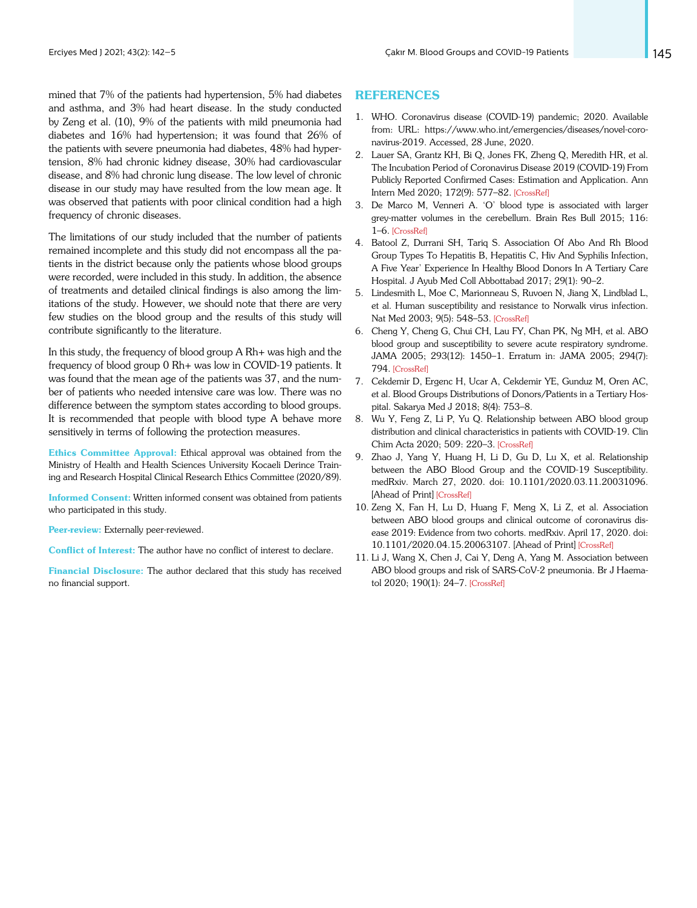mined that 7% of the patients had hypertension, 5% had diabetes and asthma, and 3% had heart disease. In the study conducted by Zeng et al. (10), 9% of the patients with mild pneumonia had diabetes and 16% had hypertension; it was found that 26% of the patients with severe pneumonia had diabetes, 48% had hypertension, 8% had chronic kidney disease, 30% had cardiovascular disease, and 8% had chronic lung disease. The low level of chronic disease in our study may have resulted from the low mean age. It was observed that patients with poor clinical condition had a high frequency of chronic diseases.

The limitations of our study included that the number of patients remained incomplete and this study did not encompass all the patients in the district because only the patients whose blood groups were recorded, were included in this study. In addition, the absence of treatments and detailed clinical findings is also among the limitations of the study. However, we should note that there are very few studies on the blood group and the results of this study will contribute significantly to the literature.

In this study, the frequency of blood group A Rh+ was high and the frequency of blood group 0 Rh+ was low in COVID-19 patients. It was found that the mean age of the patients was 37, and the number of patients who needed intensive care was low. There was no difference between the symptom states according to blood groups. It is recommended that people with blood type A behave more sensitively in terms of following the protection measures.

**Ethics Committee Approval:** Ethical approval was obtained from the Ministry of Health and Health Sciences University Kocaeli Derince Training and Research Hospital Clinical Research Ethics Committee (2020/89).

**Informed Consent:** Written informed consent was obtained from patients who participated in this study.

**Peer-review:** Externally peer-reviewed.

**Conflict of Interest:** The author have no conflict of interest to declare.

**Financial Disclosure:** The author declared that this study has received no financial support.

## REFERENCES

1. WHO. Coronavirus disease (COVID-19) pandemic; 2020. Available from: URL: https://www.who.int/emergencies/diseases/novel-coronavirus-2019. Accessed, 28 June, 2020.
2. Lauer SA, Grantz KH, Bi Q, Jones FK, Zheng Q, Meredith HR, et al. The Incubation Period of Coronavirus Disease 2019 (COVID-19) From Publicly Reported Confirmed Cases: Estimation and Application. Ann Intern Med 2020; 172(9): 577–82. [CrossRef]
3. De Marco M, Venneri A. 'O' blood type is associated with larger grey-matter volumes in the cerebellum. Brain Res Bull 2015; 116: 1–6. [CrossRef]
4. Batool Z, Durrani SH, Tariq S. Association Of Abo And Rh Blood Group Types To Hepatitis B, Hepatitis C, Hiv And Syphilis Infection, A Five Year' Experience In Healthy Blood Donors In A Tertiary Care Hospital. J Ayub Med Coll Abbottabad 2017; 29(1): 90–2.
5. Lindesmith L, Moe C, Marionneau S, Ruvoen N, Jiang X, Lindblad L, et al. Human susceptibility and resistance to Norwalk virus infection. Nat Med 2003; 9(5): 548–53. [CrossRef]
6. Cheng Y, Cheng G, Chui CH, Lau FY, Chan PK, Ng MH, et al. ABO blood group and susceptibility to severe acute respiratory syndrome. JAMA 2005; 293(12): 1450–1. Erratum in: JAMA 2005; 294(7): 794. [CrossRef]
7. Cekdemir D, Ergenc H, Ucar A, Cekdemir YE, Gunduz M, Oren AC, et al. Blood Groups Distributions of Donors/Patients in a Tertiary Hospital. Sakarya Med J 2018; 8(4): 753–8.
8. Wu Y, Feng Z, Li P, Yu Q. Relationship between ABO blood group distribution and clinical characteristics in patients with COVID-19. Clin Chim Acta 2020; 509: 220–3. [CrossRef]
9. Zhao J, Yang Y, Huang H, Li D, Gu D, Lu X, et al. Relationship between the ABO Blood Group and the COVID-19 Susceptibility. medRxiv. March 27, 2020. doi: 10.1101/2020.03.11.20031096. [Ahead of Print] [CrossRef]
10. Zeng X, Fan H, Lu D, Huang F, Meng X, Li Z, et al. Association between ABO blood groups and clinical outcome of coronavirus disease 2019: Evidence from two cohorts. medRxiv. April 17, 2020. doi: 10.1101/2020.04.15.20063107. [Ahead of Print] [CrossRef]
11. Li J, Wang X, Chen J, Cai Y, Deng A, Yang M. Association between ABO blood groups and risk of SARS-CoV-2 pneumonia. Br J Haematol 2020; 190(1): 24–7. [CrossRef]